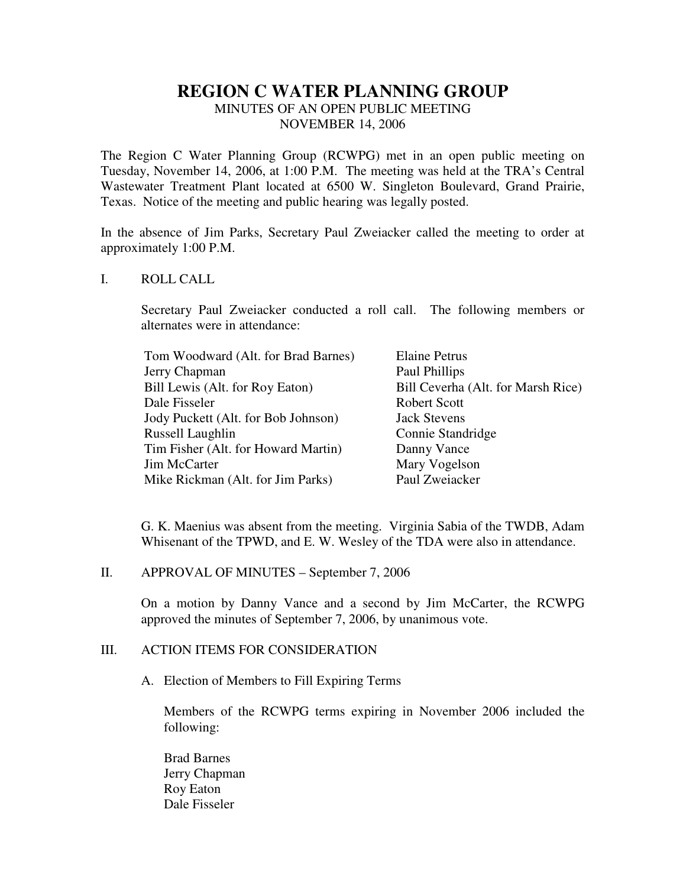# REGION C WATER PLANNING GROUP

MINUTES OF AN OPEN PUBLIC MEETING
NOVEMBER 14, 2006

The Region C Water Planning Group (RCWPG) met in an open public meeting on Tuesday, November 14, 2006, at 1:00 P.M. The meeting was held at the TRA's Central Wastewater Treatment Plant located at 6500 W. Singleton Boulevard, Grand Prairie, Texas. Notice of the meeting and public hearing was legally posted.

In the absence of Jim Parks, Secretary Paul Zweiacker called the meeting to order at approximately 1:00 P.M.

## I. ROLL CALL

Secretary Paul Zweiacker conducted a roll call. The following members or alternates were in attendance:

Tom Woodward (Alt. for Brad Barnes)
Jerry Chapman
Bill Lewis (Alt. for Roy Eaton)
Dale Fisseler
Jody Puckett (Alt. for Bob Johnson)
Russell Laughlin
Tim Fisher (Alt. for Howard Martin)
Jim McCarter
Mike Rickman (Alt. for Jim Parks)
Elaine Petrus
Paul Phillips
Bill Ceverha (Alt. for Marsh Rice)
Robert Scott
Jack Stevens
Connie Standridge
Danny Vance
Mary Vogelson
Paul Zweiacker

G. K. Maenius was absent from the meeting. Virginia Sabia of the TWDB, Adam Whisenant of the TPWD, and E. W. Wesley of the TDA were also in attendance.

## II. APPROVAL OF MINUTES – September 7, 2006

On a motion by Danny Vance and a second by Jim McCarter, the RCWPG approved the minutes of September 7, 2006, by unanimous vote.

## III. ACTION ITEMS FOR CONSIDERATION

A. Election of Members to Fill Expiring Terms

Members of the RCWPG terms expiring in November 2006 included the following:

Brad Barnes
Jerry Chapman
Roy Eaton
Dale Fisseler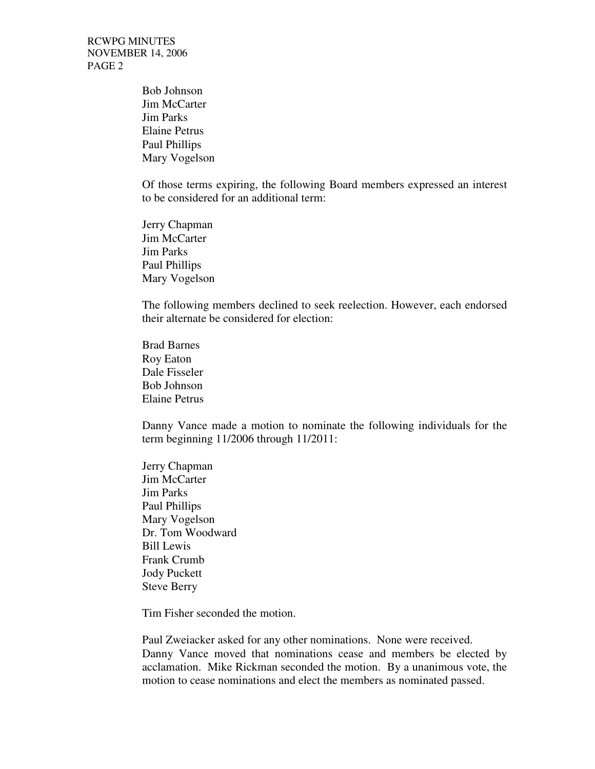Bob Johnson
Jim McCarter
Jim Parks
Elaine Petrus
Paul Phillips
Mary Vogelson

Of those terms expiring, the following Board members expressed an interest to be considered for an additional term:

Jerry Chapman
Jim McCarter
Jim Parks
Paul Phillips
Mary Vogelson

The following members declined to seek reelection. However, each endorsed their alternate be considered for election:

Brad Barnes
Roy Eaton
Dale Fisseler
Bob Johnson
Elaine Petrus

Danny Vance made a motion to nominate the following individuals for the term beginning 11/2006 through 11/2011:

Jerry Chapman
Jim McCarter
Jim Parks
Paul Phillips
Mary Vogelson
Dr. Tom Woodward
Bill Lewis
Frank Crumb
Jody Puckett
Steve Berry

Tim Fisher seconded the motion.

Paul Zweiacker asked for any other nominations. None were received.
Danny Vance moved that nominations cease and members be elected by acclamation. Mike Rickman seconded the motion. By a unanimous vote, the motion to cease nominations and elect the members as nominated passed.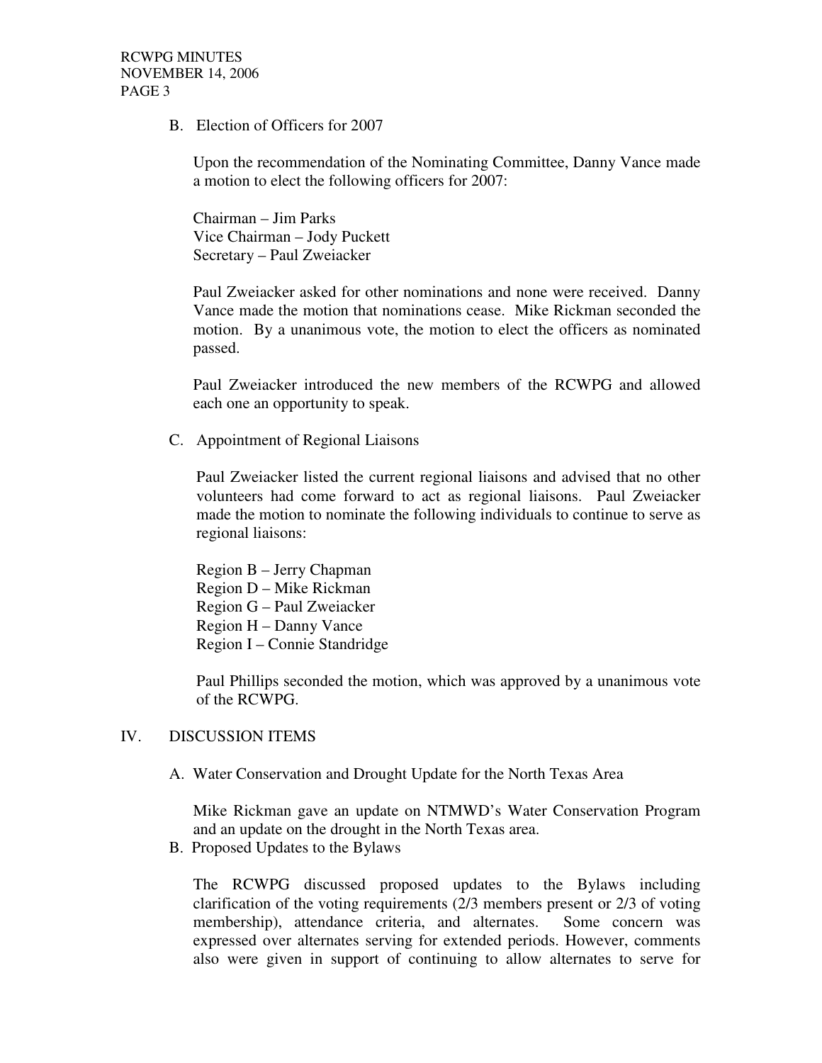B. Election of Officers for 2007

Upon the recommendation of the Nominating Committee, Danny Vance made a motion to elect the following officers for 2007:

Chairman – Jim Parks
Vice Chairman – Jody Puckett
Secretary – Paul Zweiacker

Paul Zweiacker asked for other nominations and none were received. Danny Vance made the motion that nominations cease. Mike Rickman seconded the motion. By a unanimous vote, the motion to elect the officers as nominated passed.

Paul Zweiacker introduced the new members of the RCWPG and allowed each one an opportunity to speak.

C. Appointment of Regional Liaisons

Paul Zweiacker listed the current regional liaisons and advised that no other volunteers had come forward to act as regional liaisons. Paul Zweiacker made the motion to nominate the following individuals to continue to serve as regional liaisons:

Region B – Jerry Chapman
Region D – Mike Rickman
Region G – Paul Zweiacker
Region H – Danny Vance
Region I – Connie Standridge

Paul Phillips seconded the motion, which was approved by a unanimous vote of the RCWPG.

## IV. DISCUSSION ITEMS

A. Water Conservation and Drought Update for the North Texas Area

Mike Rickman gave an update on NTMWD's Water Conservation Program and an update on the drought in the North Texas area.

B. Proposed Updates to the Bylaws

The RCWPG discussed proposed updates to the Bylaws including clarification of the voting requirements (2/3 members present or 2/3 of voting membership), attendance criteria, and alternates. Some concern was expressed over alternates serving for extended periods. However, comments also were given in support of continuing to allow alternates to serve for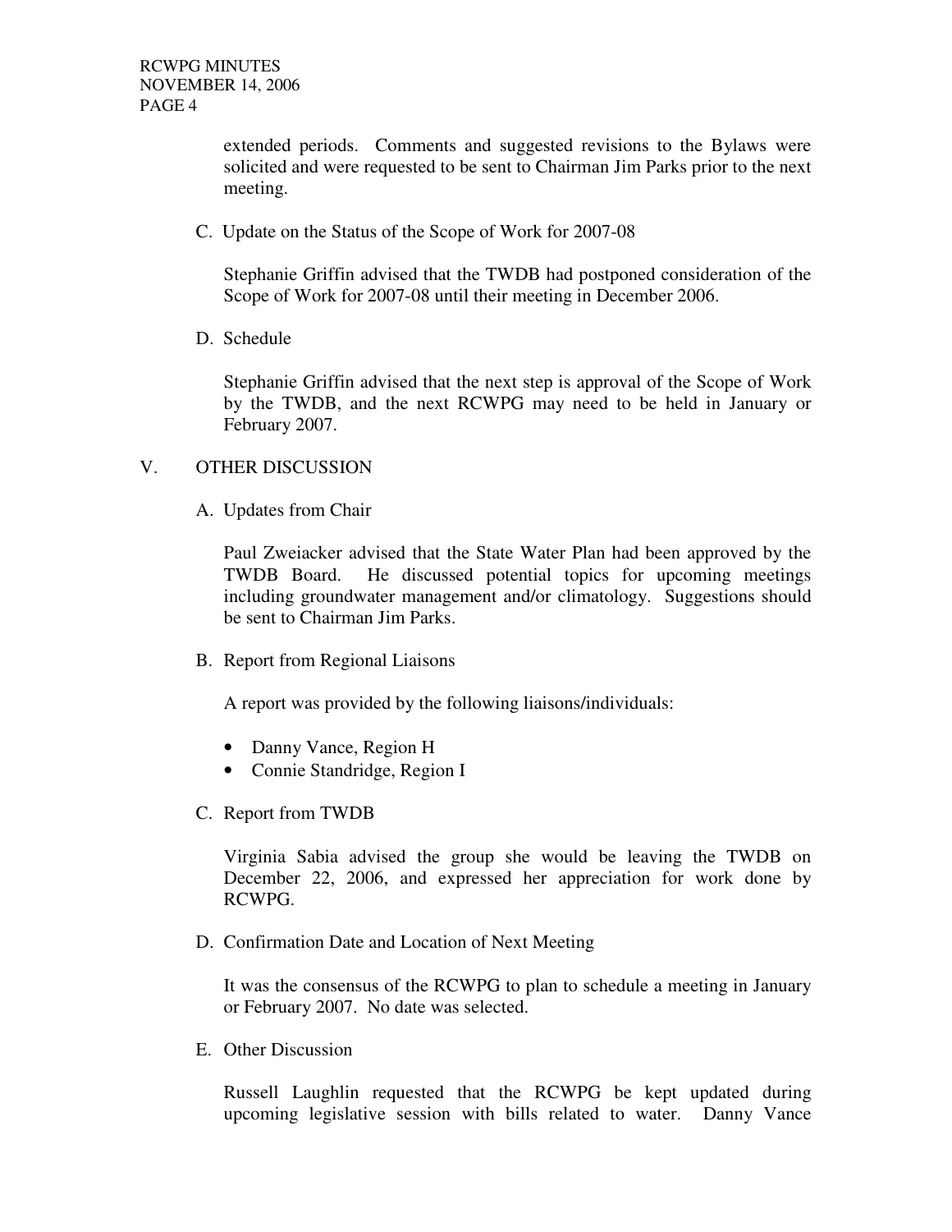extended periods. Comments and suggested revisions to the Bylaws were solicited and were requested to be sent to Chairman Jim Parks prior to the next meeting.

C. Update on the Status of the Scope of Work for 2007-08

Stephanie Griffin advised that the TWDB had postponed consideration of the Scope of Work for 2007-08 until their meeting in December 2006.

D. Schedule

Stephanie Griffin advised that the next step is approval of the Scope of Work by the TWDB, and the next RCWPG may need to be held in January or February 2007.

## V. OTHER DISCUSSION

A. Updates from Chair

Paul Zweiacker advised that the State Water Plan had been approved by the TWDB Board. He discussed potential topics for upcoming meetings including groundwater management and/or climatology. Suggestions should be sent to Chairman Jim Parks.

B. Report from Regional Liaisons

A report was provided by the following liaisons/individuals:

- Danny Vance, Region H
- Connie Standridge, Region I

C. Report from TWDB

Virginia Sabia advised the group she would be leaving the TWDB on December 22, 2006, and expressed her appreciation for work done by RCWPG.

D. Confirmation Date and Location of Next Meeting

It was the consensus of the RCWPG to plan to schedule a meeting in January or February 2007. No date was selected.

E. Other Discussion

Russell Laughlin requested that the RCWPG be kept updated during upcoming legislative session with bills related to water. Danny Vance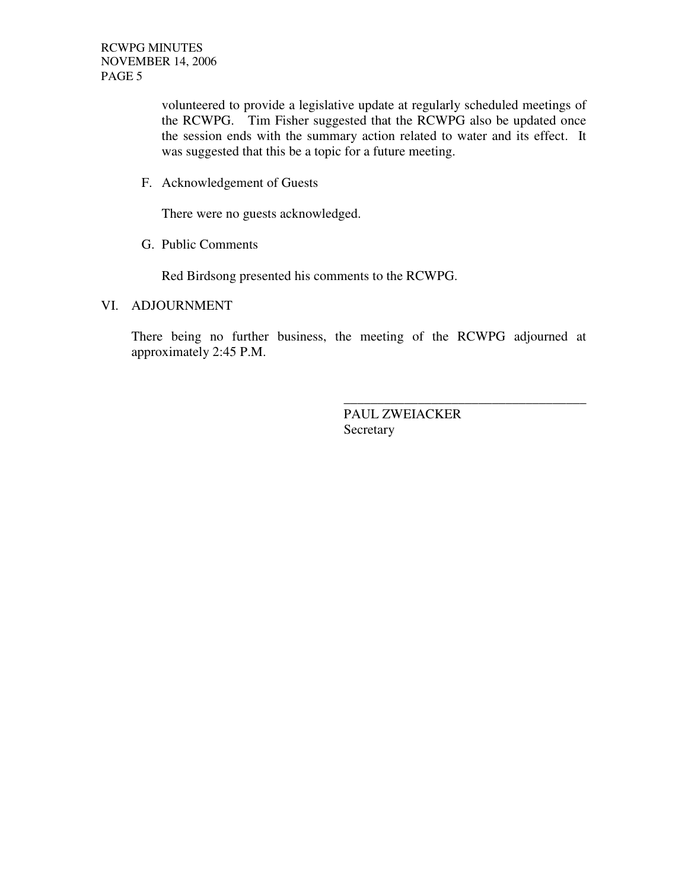volunteered to provide a legislative update at regularly scheduled meetings of the RCWPG. Tim Fisher suggested that the RCWPG also be updated once the session ends with the summary action related to water and its effect. It was suggested that this be a topic for a future meeting.

F. Acknowledgement of Guests

There were no guests acknowledged.

G. Public Comments

Red Birdsong presented his comments to the RCWPG.

## VI. ADJOURNMENT

There being no further business, the meeting of the RCWPG adjourned at approximately 2:45 P.M.

_____________________________________
PAUL ZWEIACKER
Secretary